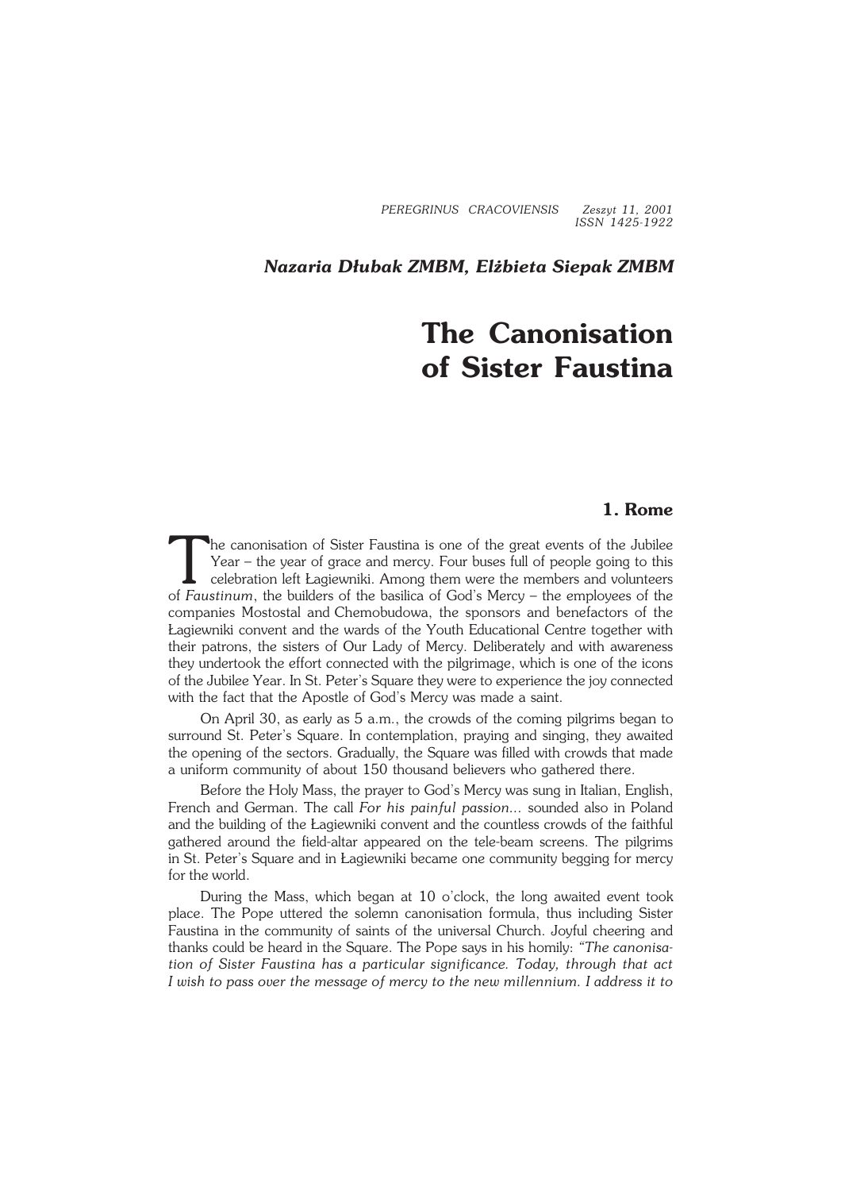*Nazaria Dłubak ZMBM, Elżbieta Siepak ZMBM*

# The Canonisation of Sister Faustina

## 1. Rome

The canonisation of Sister Faustina is one of the great events of the Jubilee Year – the year of grace and mercy. Four buses full of people going to this celebration left Łagiewniki. Among them were the members and volunteers of *Faustinum*, the builders of the basilica of God's Mercy – the employees of the companies Mostostal and Chemobudowa, the sponsors and benefactors of the Łagiewniki convent and the wards of the Youth Educational Centre together with their patrons, the sisters of Our Lady of Mercy. Deliberately and with awareness they undertook the effort connected with the pilgrimage, which is one of the icons of the Jubilee Year. In St. Peter's Square they were to experience the joy connected with the fact that the Apostle of God's Mercy was made a saint.

On April 30, as early as 5 a.m., the crowds of the coming pilgrims began to surround St. Peter's Square. In contemplation, praying and singing, they awaited the opening of the sectors. Gradually, the Square was filled with crowds that made a uniform community of about 150 thousand believers who gathered there.

Before the Holy Mass, the prayer to God's Mercy was sung in Italian, English, French and German. The call *For his painful passion...* sounded also in Poland and the building of the Łagiewniki convent and the countless crowds of the faithful gathered around the field-altar appeared on the tele-beam screens. The pilgrims in St. Peter's Square and in Łagiewniki became one community begging for mercy for the world.

During the Mass, which began at 10 o'clock, the long awaited event took place. The Pope uttered the solemn canonisation formula, thus including Sister Faustina in the community of saints of the universal Church. Joyful cheering and thanks could be heard in the Square. The Pope says in his homily: *"The canonisation of Sister Faustina has a particular significance. Today, through that act I wish to pass over the message of mercy to the new millennium. I address it to*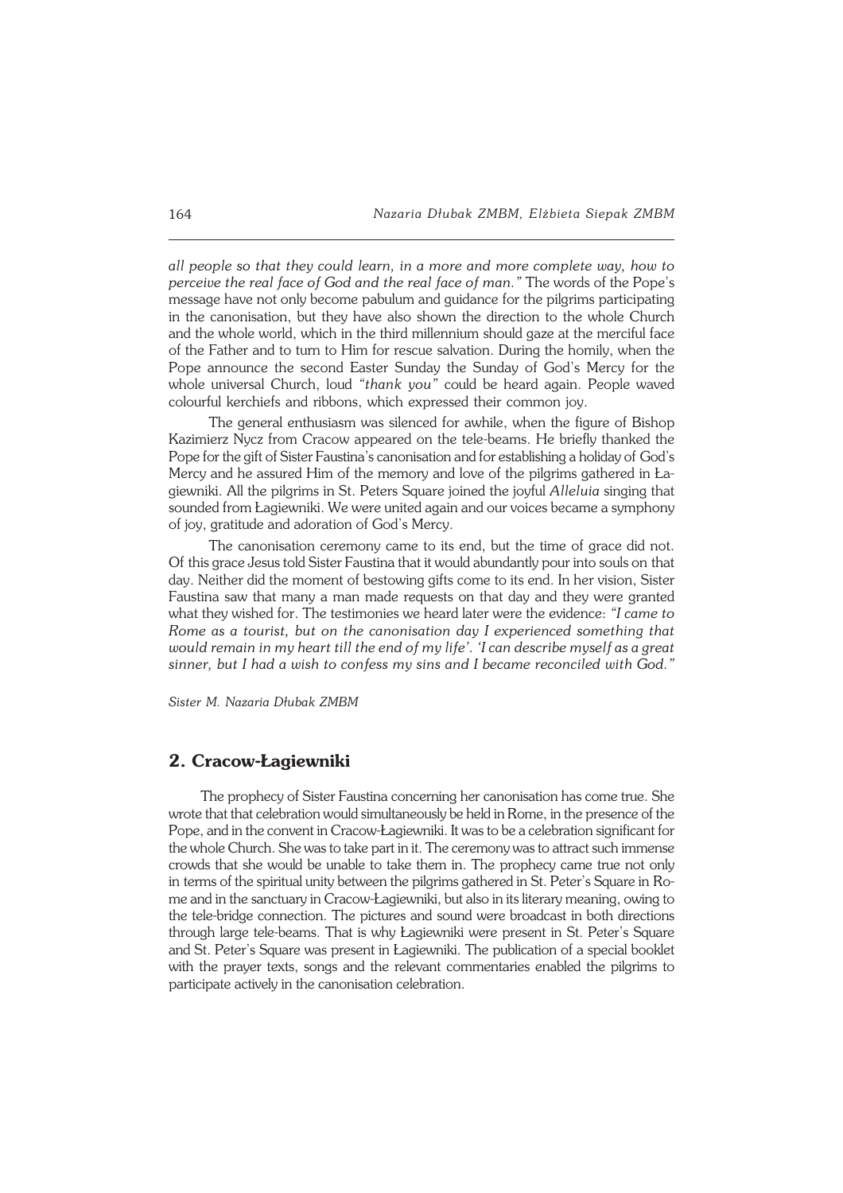*all people so that they could learn, in a more and more complete way, how to perceive the real face of God and the real face of man."* The words of the Pope's message have not only become pabulum and guidance for the pilgrims participating in the canonisation, but they have also shown the direction to the whole Church and the whole world, which in the third millennium should gaze at the merciful face of the Father and to turn to Him for rescue salvation. During the homily, when the Pope announce the second Easter Sunday the Sunday of God's Mercy for the whole universal Church, loud *"thank you"* could be heard again. People waved colourful kerchiefs and ribbons, which expressed their common joy.

The general enthusiasm was silenced for awhile, when the figure of Bishop Kazimierz Nycz from Cracow appeared on the tele-beams. He briefly thanked the Pope for the gift of Sister Faustina's canonisation and for establishing a holiday of God's Mercy and he assured Him of the memory and love of the pilgrims gathered in Łagiewniki. All the pilgrims in St. Peters Square joined the joyful *Alleluia* singing that sounded from Łagiewniki. We were united again and our voices became a symphony of joy, gratitude and adoration of God's Mercy.

The canonisation ceremony came to its end, but the time of grace did not. Of this grace Jesus told Sister Faustina that it would abundantly pour into souls on that day. Neither did the moment of bestowing gifts come to its end. In her vision, Sister Faustina saw that many a man made requests on that day and they were granted what they wished for. The testimonies we heard later were the evidence: *"I came to Rome as a tourist, but on the canonisation day I experienced something that would remain in my heart till the end of my life'. 'I can describe myself as a great sinner, but I had a wish to confess my sins and I became reconciled with God."*

*Sister M. Nazaria Dłubak ZMBM*

## 2. Cracow-Łagiewniki

The prophecy of Sister Faustina concerning her canonisation has come true. She wrote that that celebration would simultaneously be held in Rome, in the presence of the Pope, and in the convent in Cracow-Łagiewniki. It was to be a celebration significant for the whole Church. She was to take part in it. The ceremony was to attract such immense crowds that she would be unable to take them in. The prophecy came true not only in terms of the spiritual unity between the pilgrims gathered in St. Peter's Square in Rome and in the sanctuary in Cracow-Łagiewniki, but also in its literary meaning, owing to the tele-bridge connection. The pictures and sound were broadcast in both directions through large tele-beams. That is why Łagiewniki were present in St. Peter's Square and St. Peter's Square was present in Łagiewniki. The publication of a special booklet with the prayer texts, songs and the relevant commentaries enabled the pilgrims to participate actively in the canonisation celebration.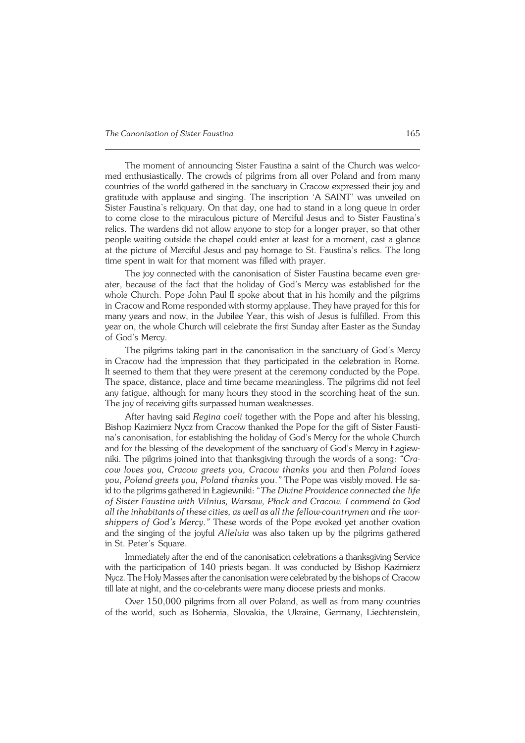The moment of announcing Sister Faustina a saint of the Church was welcomed enthusiastically. The crowds of pilgrims from all over Poland and from many countries of the world gathered in the sanctuary in Cracow expressed their joy and gratitude with applause and singing. The inscription 'A SAINT' was unveiled on Sister Faustina's reliquary. On that day, one had to stand in a long queue in order to come close to the miraculous picture of Merciful Jesus and to Sister Faustina's relics. The wardens did not allow anyone to stop for a longer prayer, so that other people waiting outside the chapel could enter at least for a moment, cast a glance at the picture of Merciful Jesus and pay homage to St. Faustina's relics. The long time spent in wait for that moment was filled with prayer.

The joy connected with the canonisation of Sister Faustina became even greater, because of the fact that the holiday of God's Mercy was established for the whole Church. Pope John Paul II spoke about that in his homily and the pilgrims in Cracow and Rome responded with stormy applause. They have prayed for this for many years and now, in the Jubilee Year, this wish of Jesus is fulfilled. From this year on, the whole Church will celebrate the first Sunday after Easter as the Sunday of God's Mercy.

The pilgrims taking part in the canonisation in the sanctuary of God's Mercy in Cracow had the impression that they participated in the celebration in Rome. It seemed to them that they were present at the ceremony conducted by the Pope. The space, distance, place and time became meaningless. The pilgrims did not feel any fatigue, although for many hours they stood in the scorching heat of the sun. The joy of receiving gifts surpassed human weaknesses.

After having said *Regina coeli* together with the Pope and after his blessing, Bishop Kazimierz Nycz from Cracow thanked the Pope for the gift of Sister Faustina's canonisation, for establishing the holiday of God's Mercy for the whole Church and for the blessing of the development of the sanctuary of God's Mercy in Łagiewniki. The pilgrims joined into that thanksgiving through the words of a song: *"Cracow loves you, Cracow greets you, Cracow thanks you* and then *Poland loves you, Poland greets you, Poland thanks you."* The Pope was visibly moved. He said to the pilgrims gathered in Łagiewniki: "*The Divine Providence connected the life of Sister Faustina with Vilnius, Warsaw, Płock and Cracow. I commend to God all the inhabitants of these cities, as well as all the fellow-countrymen and the worshippers of God's Mercy."* These words of the Pope evoked yet another ovation and the singing of the joyful *Alleluia* was also taken up by the pilgrims gathered in St. Peter's Square.

Immediately after the end of the canonisation celebrations a thanksgiving Service with the participation of 140 priests began. It was conducted by Bishop Kazimierz Nycz. The Holy Masses after the canonisation were celebrated by the bishops of Cracow till late at night, and the co-celebrants were many diocese priests and monks.

Over 150,000 pilgrims from all over Poland, as well as from many countries of the world, such as Bohemia, Slovakia, the Ukraine, Germany, Liechtenstein,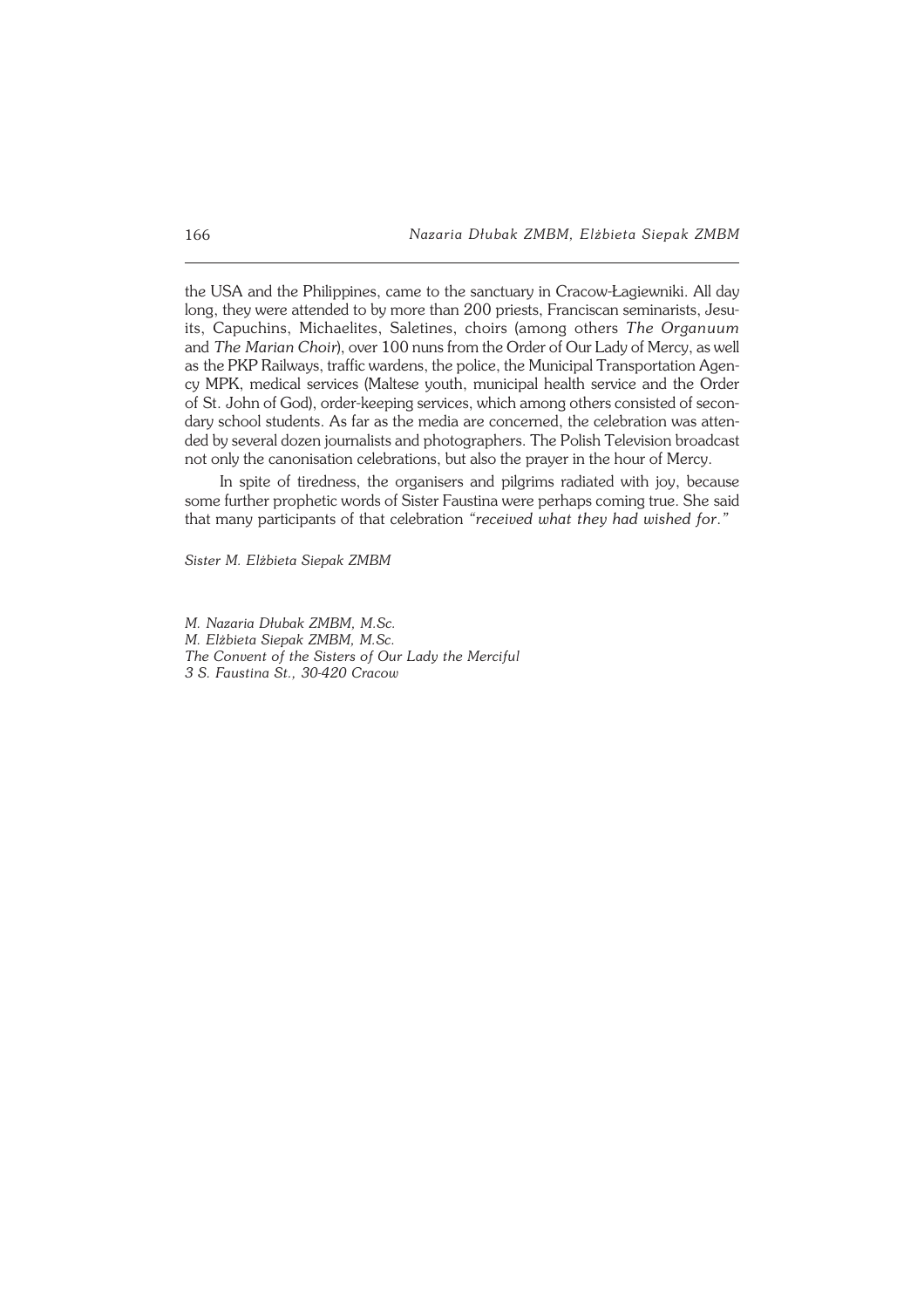the USA and the Philippines, came to the sanctuary in Cracow-Łagiewniki. All day long, they were attended to by more than 200 priests, Franciscan seminarists, Jesuits, Capuchins, Michaelites, Saletines, choirs (among others *The Organuum* and *The Marian Choir*), over 100 nuns from the Order of Our Lady of Mercy, as well as the PKP Railways, traffic wardens, the police, the Municipal Transportation Agency MPK, medical services (Maltese youth, municipal health service and the Order of St. John of God), order-keeping services, which among others consisted of secondary school students. As far as the media are concerned, the celebration was attended by several dozen journalists and photographers. The Polish Television broadcast not only the canonisation celebrations, but also the prayer in the hour of Mercy.

In spite of tiredness, the organisers and pilgrims radiated with joy, because some further prophetic words of Sister Faustina were perhaps coming true. She said that many participants of that celebration *"received what they had wished for."*

*Sister M. Elżbieta Siepak ZMBM*

*M. Nazaria Dłubak ZMBM, M.Sc.*
*M. Elżbieta Siepak ZMBM, M.Sc.*
*The Convent of the Sisters of Our Lady the Merciful*
*3 S. Faustina St., 30-420 Cracow*